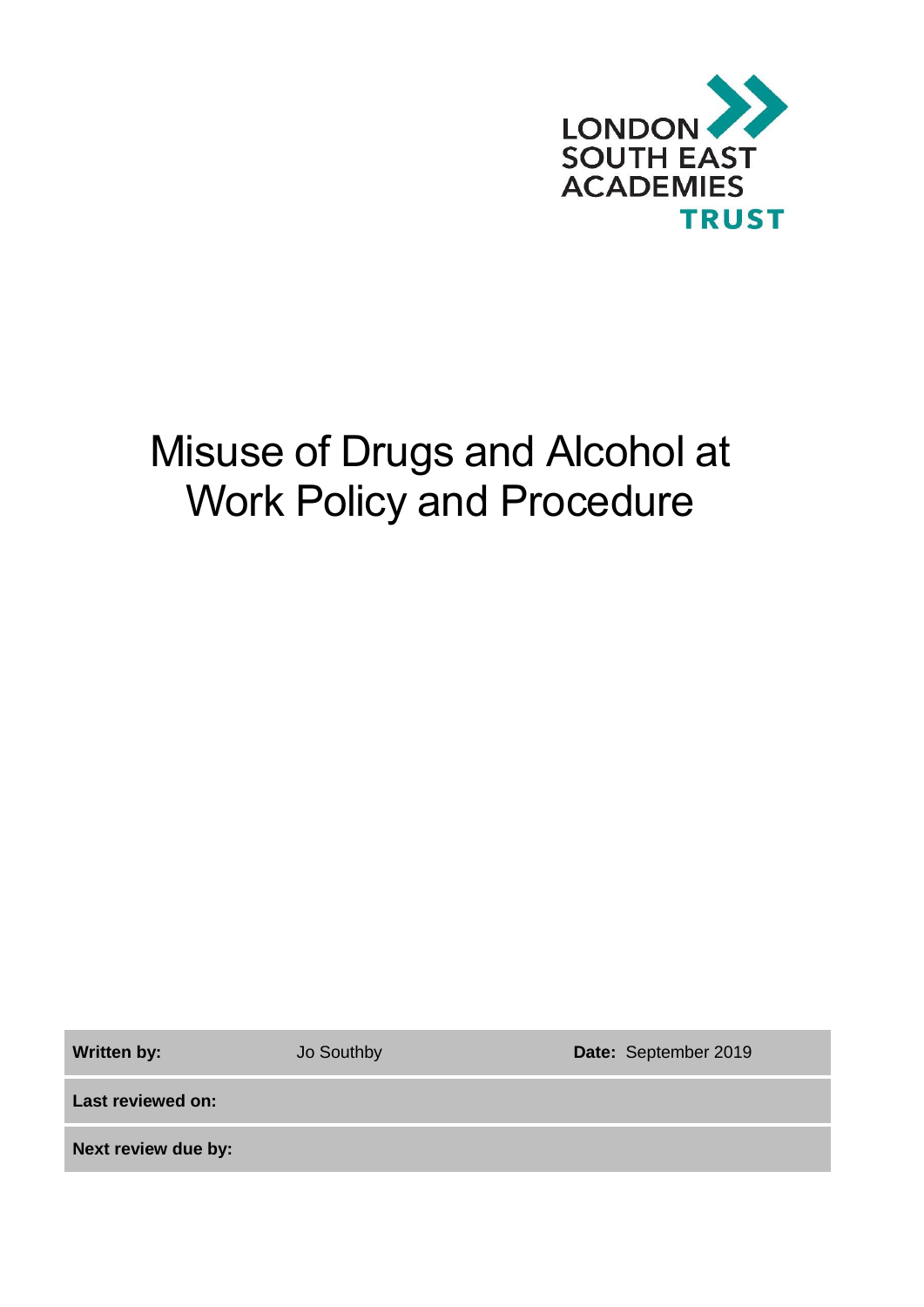LONDON SOUTH EAST ACADEMIES TRUST

# Misuse of Drugs and Alcohol at Work Policy and Procedure

| **Written by:** | Jo Southby | **Date:** September 2019 |
| --- | --- | --- |
| **Last reviewed on:** | | |
| **Next review due by:** | | |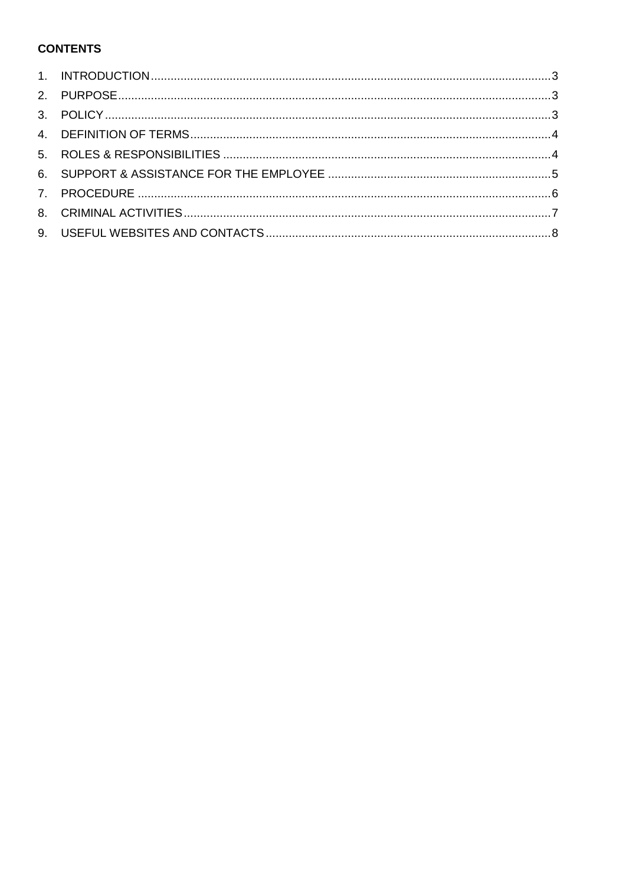**CONTENTS**

1. INTRODUCTION.......................................................................................................................3
2. PURPOSE...................................................................................................................................3
3. POLICY.......................................................................................................................................3
4. DEFINITION OF TERMS.............................................................................................................4
5. ROLES & RESPONSIBILITIES ...................................................................................................4
6. SUPPORT & ASSISTANCE FOR THE EMPLOYEE ....................................................................5
7. PROCEDURE .............................................................................................................................6
8. CRIMINAL ACTIVITIES...............................................................................................................7
9. USEFUL WEBSITES AND CONTACTS......................................................................................8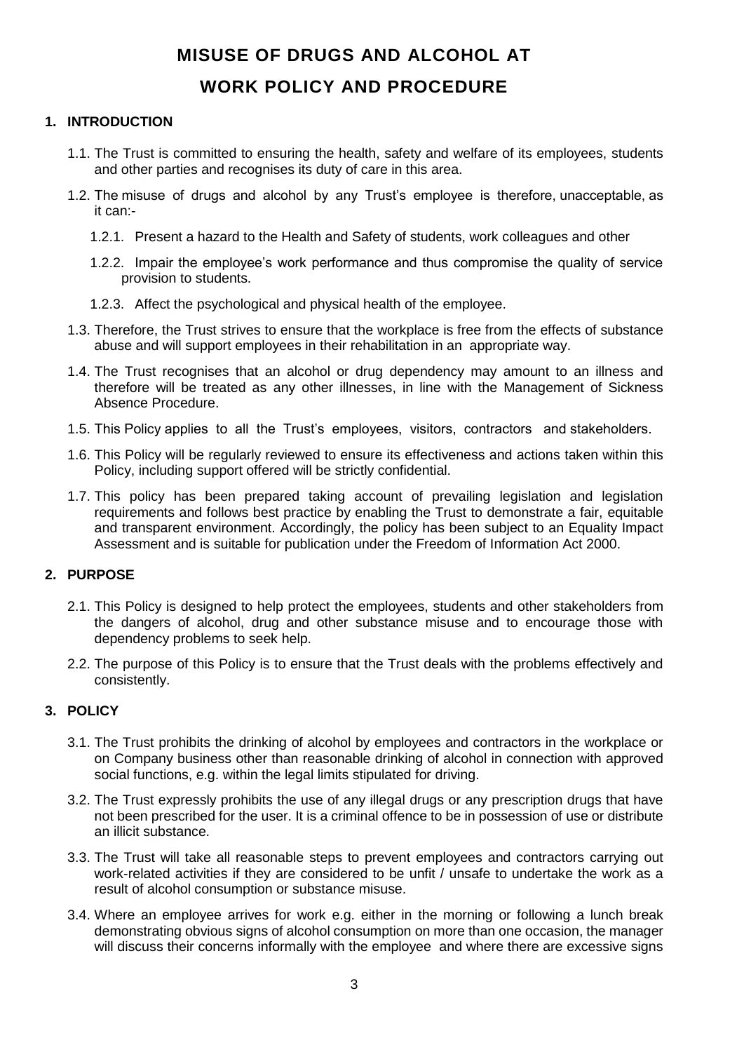# MISUSE OF DRUGS AND ALCOHOL AT WORK POLICY AND PROCEDURE

## 1. INTRODUCTION

1.1. The Trust is committed to ensuring the health, safety and welfare of its employees, students and other parties and recognises its duty of care in this area.

1.2. The misuse of drugs and alcohol by any Trust's employee is therefore, unacceptable, as it can:-

1.2.1. Present a hazard to the Health and Safety of students, work colleagues and other

1.2.2. Impair the employee's work performance and thus compromise the quality of service provision to students.

1.2.3. Affect the psychological and physical health of the employee.

1.3. Therefore, the Trust strives to ensure that the workplace is free from the effects of substance abuse and will support employees in their rehabilitation in an appropriate way.

1.4. The Trust recognises that an alcohol or drug dependency may amount to an illness and therefore will be treated as any other illnesses, in line with the Management of Sickness Absence Procedure.

1.5. This Policy applies to all the Trust's employees, visitors, contractors and stakeholders.

1.6. This Policy will be regularly reviewed to ensure its effectiveness and actions taken within this Policy, including support offered will be strictly confidential.

1.7. This policy has been prepared taking account of prevailing legislation and legislation requirements and follows best practice by enabling the Trust to demonstrate a fair, equitable and transparent environment. Accordingly, the policy has been subject to an Equality Impact Assessment and is suitable for publication under the Freedom of Information Act 2000.

## 2. PURPOSE

2.1. This Policy is designed to help protect the employees, students and other stakeholders from the dangers of alcohol, drug and other substance misuse and to encourage those with dependency problems to seek help.

2.2. The purpose of this Policy is to ensure that the Trust deals with the problems effectively and consistently.

## 3. POLICY

3.1. The Trust prohibits the drinking of alcohol by employees and contractors in the workplace or on Company business other than reasonable drinking of alcohol in connection with approved social functions, e.g. within the legal limits stipulated for driving.

3.2. The Trust expressly prohibits the use of any illegal drugs or any prescription drugs that have not been prescribed for the user. It is a criminal offence to be in possession of use or distribute an illicit substance.

3.3. The Trust will take all reasonable steps to prevent employees and contractors carrying out work-related activities if they are considered to be unfit / unsafe to undertake the work as a result of alcohol consumption or substance misuse.

3.4. Where an employee arrives for work e.g. either in the morning or following a lunch break demonstrating obvious signs of alcohol consumption on more than one occasion, the manager will discuss their concerns informally with the employee and where there are excessive signs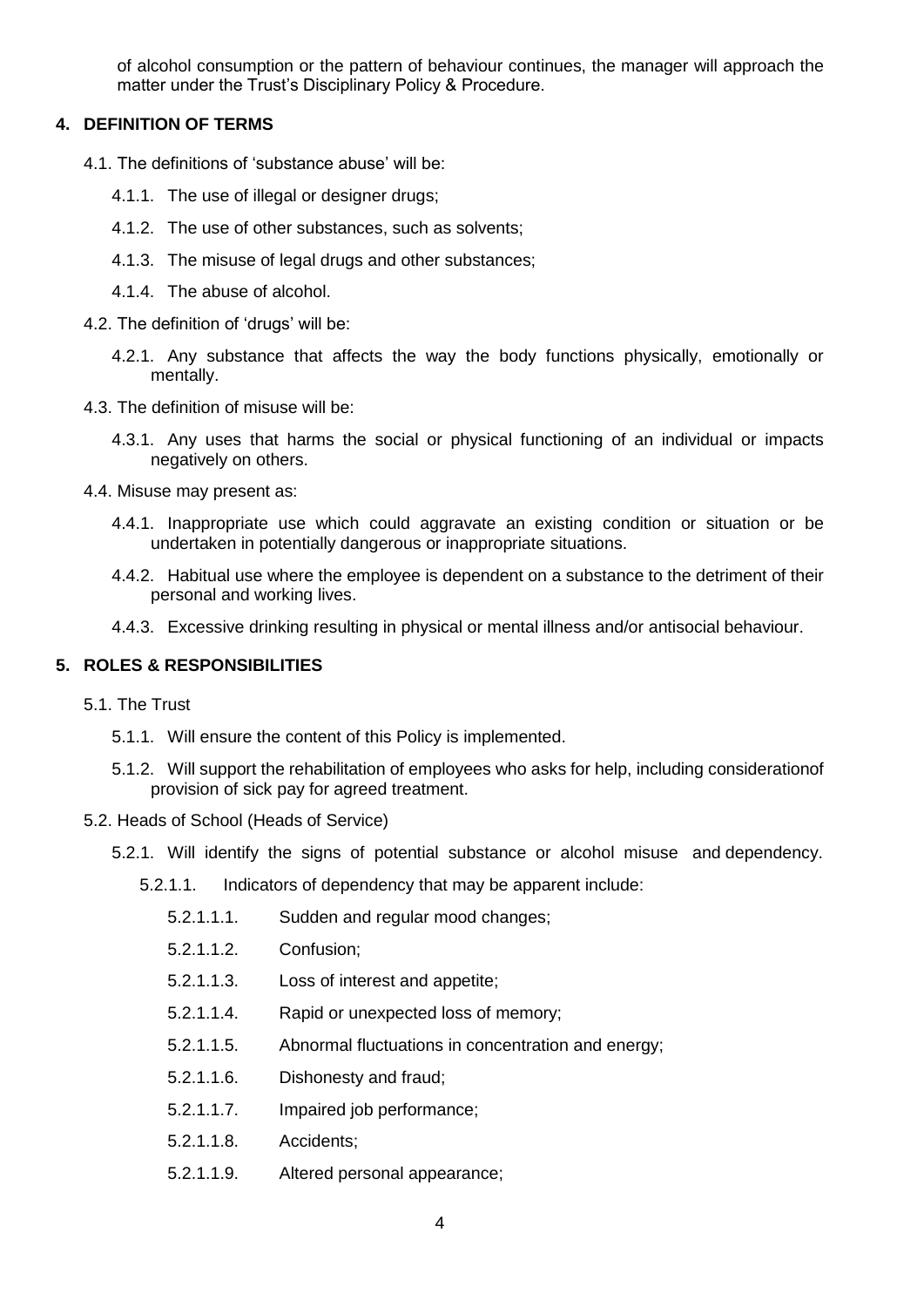of alcohol consumption or the pattern of behaviour continues, the manager will approach the matter under the Trust's Disciplinary Policy & Procedure.

## 4. DEFINITION OF TERMS

4.1. The definitions of 'substance abuse' will be:

- 4.1.1. The use of illegal or designer drugs;
- 4.1.2. The use of other substances, such as solvents;
- 4.1.3. The misuse of legal drugs and other substances;
- 4.1.4. The abuse of alcohol.

4.2. The definition of 'drugs' will be:

- 4.2.1. Any substance that affects the way the body functions physically, emotionally or mentally.

4.3. The definition of misuse will be:

- 4.3.1. Any uses that harms the social or physical functioning of an individual or impacts negatively on others.

4.4. Misuse may present as:

- 4.4.1. Inappropriate use which could aggravate an existing condition or situation or be undertaken in potentially dangerous or inappropriate situations.
- 4.4.2. Habitual use where the employee is dependent on a substance to the detriment of their personal and working lives.
- 4.4.3. Excessive drinking resulting in physical or mental illness and/or antisocial behaviour.

## 5. ROLES & RESPONSIBILITIES

5.1. The Trust

- 5.1.1. Will ensure the content of this Policy is implemented.
- 5.1.2. Will support the rehabilitation of employees who asks for help, including considerationof provision of sick pay for agreed treatment.

5.2. Heads of School (Heads of Service)

- 5.2.1. Will identify the signs of potential substance or alcohol misuse and dependency.
  - 5.2.1.1. Indicators of dependency that may be apparent include:
    - 5.2.1.1.1. Sudden and regular mood changes;
    - 5.2.1.1.2. Confusion;
    - 5.2.1.1.3. Loss of interest and appetite;
    - 5.2.1.1.4. Rapid or unexpected loss of memory;
    - 5.2.1.1.5. Abnormal fluctuations in concentration and energy;
    - 5.2.1.1.6. Dishonesty and fraud;
    - 5.2.1.1.7. Impaired job performance;
    - 5.2.1.1.8. Accidents;
    - 5.2.1.1.9. Altered personal appearance;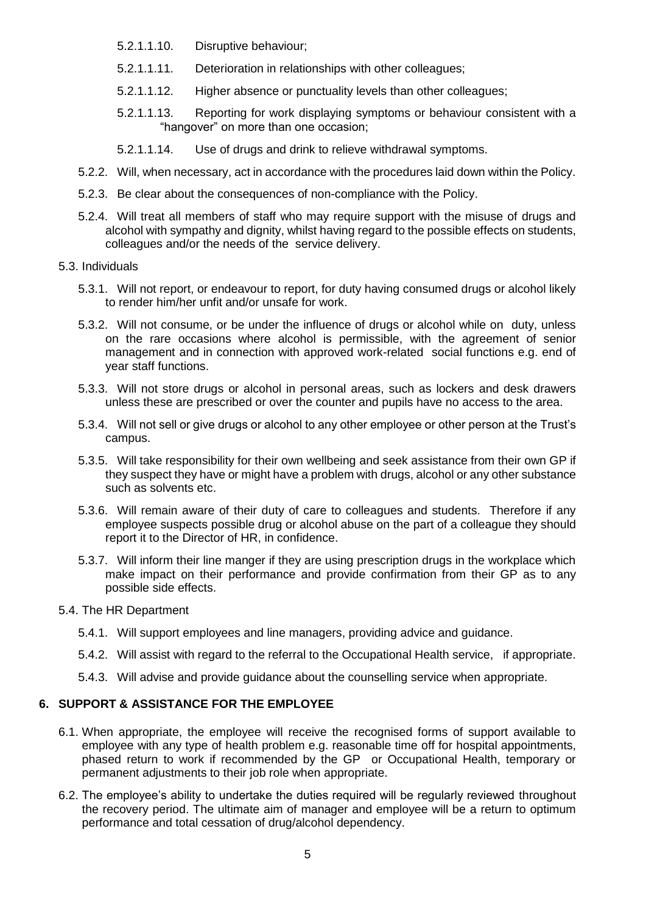- 5.2.1.1.10. Disruptive behaviour;
- 5.2.1.1.11. Deterioration in relationships with other colleagues;
- 5.2.1.1.12. Higher absence or punctuality levels than other colleagues;
- 5.2.1.1.13. Reporting for work displaying symptoms or behaviour consistent with a "hangover" on more than one occasion;
- 5.2.1.1.14. Use of drugs and drink to relieve withdrawal symptoms.

5.2.2. Will, when necessary, act in accordance with the procedures laid down within the Policy.

5.2.3. Be clear about the consequences of non-compliance with the Policy.

5.2.4. Will treat all members of staff who may require support with the misuse of drugs and alcohol with sympathy and dignity, whilst having regard to the possible effects on students, colleagues and/or the needs of the service delivery.

5.3. Individuals

5.3.1. Will not report, or endeavour to report, for duty having consumed drugs or alcohol likely to render him/her unfit and/or unsafe for work.

5.3.2. Will not consume, or be under the influence of drugs or alcohol while on duty, unless on the rare occasions where alcohol is permissible, with the agreement of senior management and in connection with approved work-related social functions e.g. end of year staff functions.

5.3.3. Will not store drugs or alcohol in personal areas, such as lockers and desk drawers unless these are prescribed or over the counter and pupils have no access to the area.

5.3.4. Will not sell or give drugs or alcohol to any other employee or other person at the Trust's campus.

5.3.5. Will take responsibility for their own wellbeing and seek assistance from their own GP if they suspect they have or might have a problem with drugs, alcohol or any other substance such as solvents etc.

5.3.6. Will remain aware of their duty of care to colleagues and students. Therefore if any employee suspects possible drug or alcohol abuse on the part of a colleague they should report it to the Director of HR, in confidence.

5.3.7. Will inform their line manger if they are using prescription drugs in the workplace which make impact on their performance and provide confirmation from their GP as to any possible side effects.

5.4. The HR Department

5.4.1. Will support employees and line managers, providing advice and guidance.

5.4.2. Will assist with regard to the referral to the Occupational Health service, if appropriate.

5.4.3. Will advise and provide guidance about the counselling service when appropriate.

## 6. SUPPORT & ASSISTANCE FOR THE EMPLOYEE

6.1. When appropriate, the employee will receive the recognised forms of support available to employee with any type of health problem e.g. reasonable time off for hospital appointments, phased return to work if recommended by the GP or Occupational Health, temporary or permanent adjustments to their job role when appropriate.

6.2. The employee's ability to undertake the duties required will be regularly reviewed throughout the recovery period. The ultimate aim of manager and employee will be a return to optimum performance and total cessation of drug/alcohol dependency.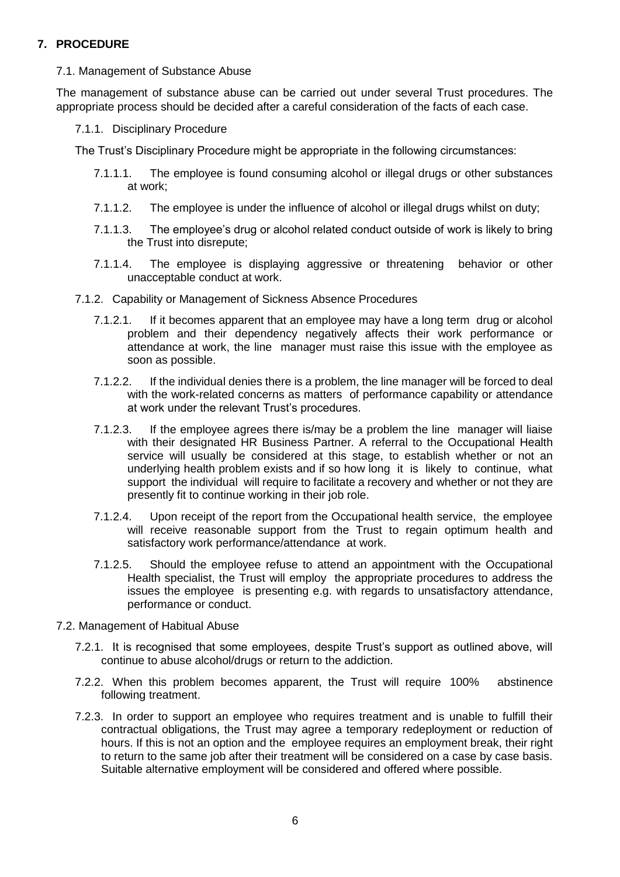## 7. PROCEDURE

### 7.1. Management of Substance Abuse

The management of substance abuse can be carried out under several Trust procedures. The appropriate process should be decided after a careful consideration of the facts of each case.

#### 7.1.1. Disciplinary Procedure

The Trust's Disciplinary Procedure might be appropriate in the following circumstances:

- 7.1.1.1. The employee is found consuming alcohol or illegal drugs or other substances at work;
- 7.1.1.2. The employee is under the influence of alcohol or illegal drugs whilst on duty;
- 7.1.1.3. The employee's drug or alcohol related conduct outside of work is likely to bring the Trust into disrepute;
- 7.1.1.4. The employee is displaying aggressive or threatening behavior or other unacceptable conduct at work.

#### 7.1.2. Capability or Management of Sickness Absence Procedures

- 7.1.2.1. If it becomes apparent that an employee may have a long term drug or alcohol problem and their dependency negatively affects their work performance or attendance at work, the line manager must raise this issue with the employee as soon as possible.
- 7.1.2.2. If the individual denies there is a problem, the line manager will be forced to deal with the work-related concerns as matters of performance capability or attendance at work under the relevant Trust's procedures.
- 7.1.2.3. If the employee agrees there is/may be a problem the line manager will liaise with their designated HR Business Partner. A referral to the Occupational Health service will usually be considered at this stage, to establish whether or not an underlying health problem exists and if so how long it is likely to continue, what support the individual will require to facilitate a recovery and whether or not they are presently fit to continue working in their job role.
- 7.1.2.4. Upon receipt of the report from the Occupational health service, the employee will receive reasonable support from the Trust to regain optimum health and satisfactory work performance/attendance at work.
- 7.1.2.5. Should the employee refuse to attend an appointment with the Occupational Health specialist, the Trust will employ the appropriate procedures to address the issues the employee is presenting e.g. with regards to unsatisfactory attendance, performance or conduct.

### 7.2. Management of Habitual Abuse

- 7.2.1. It is recognised that some employees, despite Trust's support as outlined above, will continue to abuse alcohol/drugs or return to the addiction.
- 7.2.2. When this problem becomes apparent, the Trust will require 100% abstinence following treatment.
- 7.2.3. In order to support an employee who requires treatment and is unable to fulfill their contractual obligations, the Trust may agree a temporary redeployment or reduction of hours. If this is not an option and the employee requires an employment break, their right to return to the same job after their treatment will be considered on a case by case basis. Suitable alternative employment will be considered and offered where possible.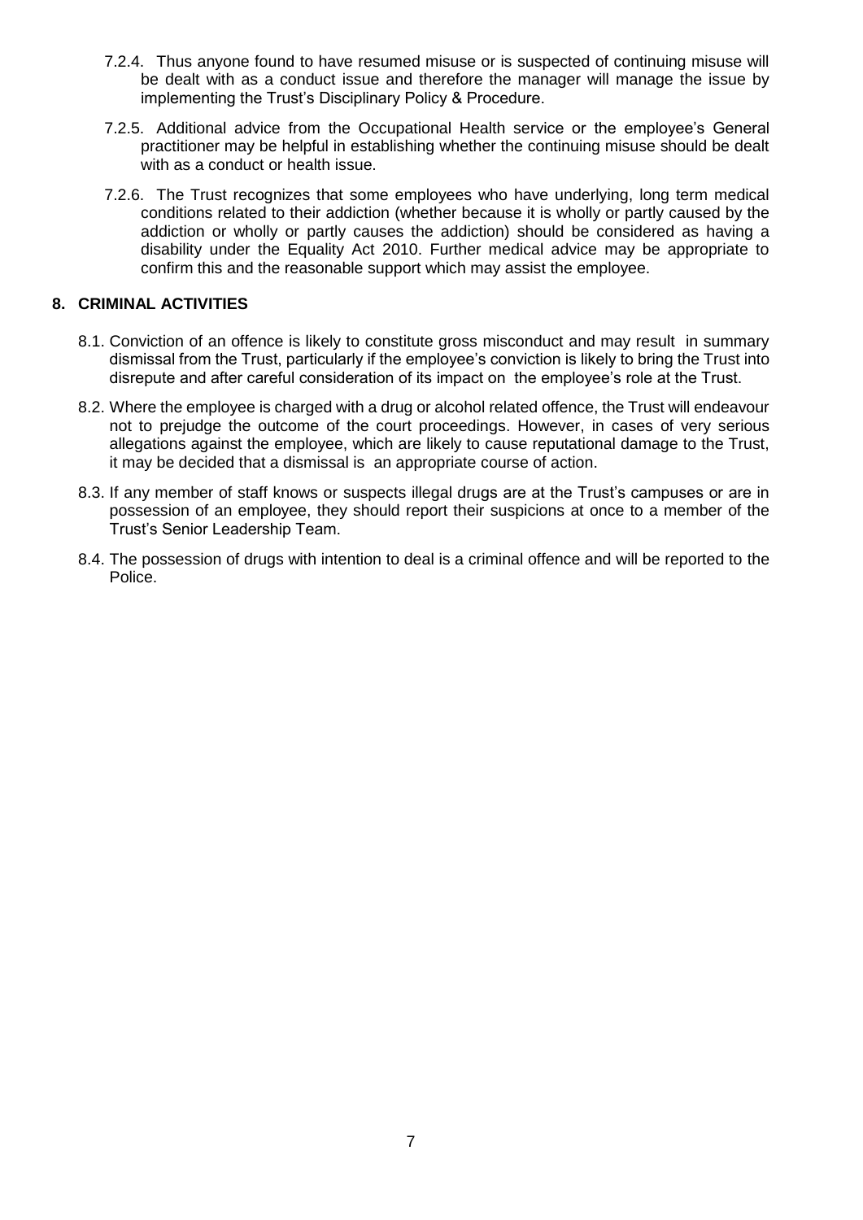7.2.4. Thus anyone found to have resumed misuse or is suspected of continuing misuse will be dealt with as a conduct issue and therefore the manager will manage the issue by implementing the Trust's Disciplinary Policy & Procedure.

7.2.5. Additional advice from the Occupational Health service or the employee's General practitioner may be helpful in establishing whether the continuing misuse should be dealt with as a conduct or health issue.

7.2.6. The Trust recognizes that some employees who have underlying, long term medical conditions related to their addiction (whether because it is wholly or partly caused by the addiction or wholly or partly causes the addiction) should be considered as having a disability under the Equality Act 2010. Further medical advice may be appropriate to confirm this and the reasonable support which may assist the employee.

## 8. CRIMINAL ACTIVITIES

8.1. Conviction of an offence is likely to constitute gross misconduct and may result in summary dismissal from the Trust, particularly if the employee's conviction is likely to bring the Trust into disrepute and after careful consideration of its impact on the employee's role at the Trust.

8.2. Where the employee is charged with a drug or alcohol related offence, the Trust will endeavour not to prejudge the outcome of the court proceedings. However, in cases of very serious allegations against the employee, which are likely to cause reputational damage to the Trust, it may be decided that a dismissal is an appropriate course of action.

8.3. If any member of staff knows or suspects illegal drugs are at the Trust's campuses or are in possession of an employee, they should report their suspicions at once to a member of the Trust's Senior Leadership Team.

8.4. The possession of drugs with intention to deal is a criminal offence and will be reported to the Police.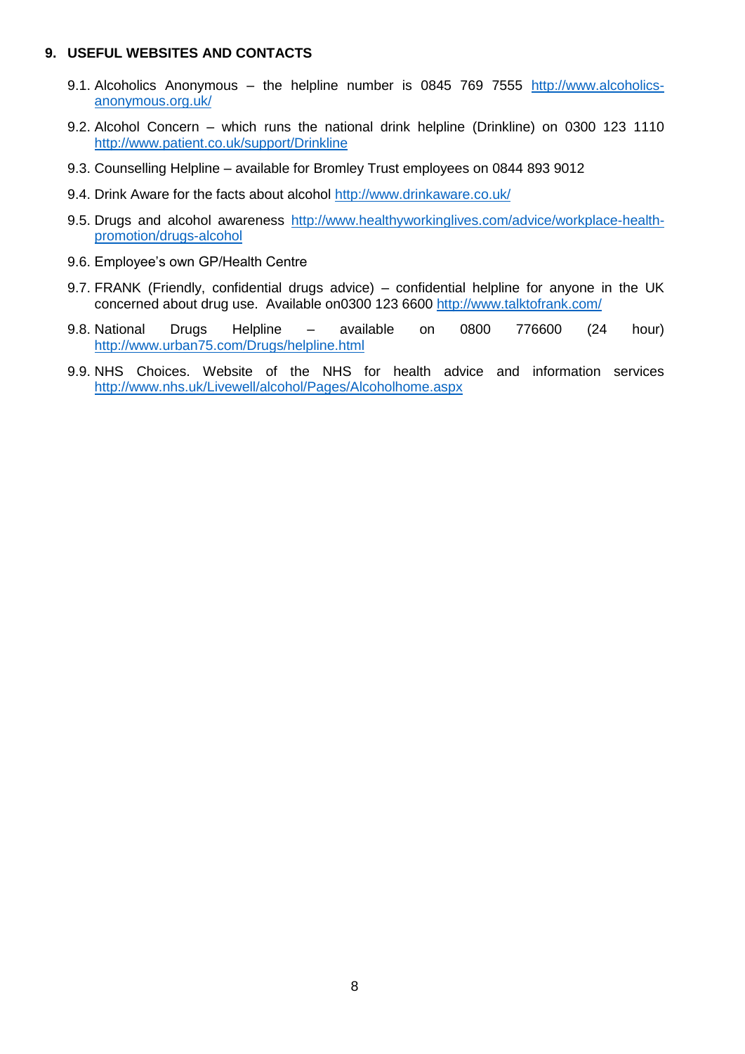**9. USEFUL WEBSITES AND CONTACTS**

9.1. Alcoholics Anonymous – the helpline number is 0845 769 7555 http://www.alcoholics-anonymous.org.uk/

9.2. Alcohol Concern – which runs the national drink helpline (Drinkline) on 0300 123 1110 http://www.patient.co.uk/support/Drinkline

9.3. Counselling Helpline – available for Bromley Trust employees on 0844 893 9012

9.4. Drink Aware for the facts about alcohol http://www.drinkaware.co.uk/

9.5. Drugs and alcohol awareness http://www.healthyworkinglives.com/advice/workplace-health-promotion/drugs-alcohol

9.6. Employee's own GP/Health Centre

9.7. FRANK (Friendly, confidential drugs advice) – confidential helpline for anyone in the UK concerned about drug use. Available on0300 123 6600 http://www.talktofrank.com/

9.8. National Drugs Helpline – available on 0800 776600 (24 hour) http://www.urban75.com/Drugs/helpline.html

9.9. NHS Choices. Website of the NHS for health advice and information services http://www.nhs.uk/Livewell/alcohol/Pages/Alcoholhome.aspx